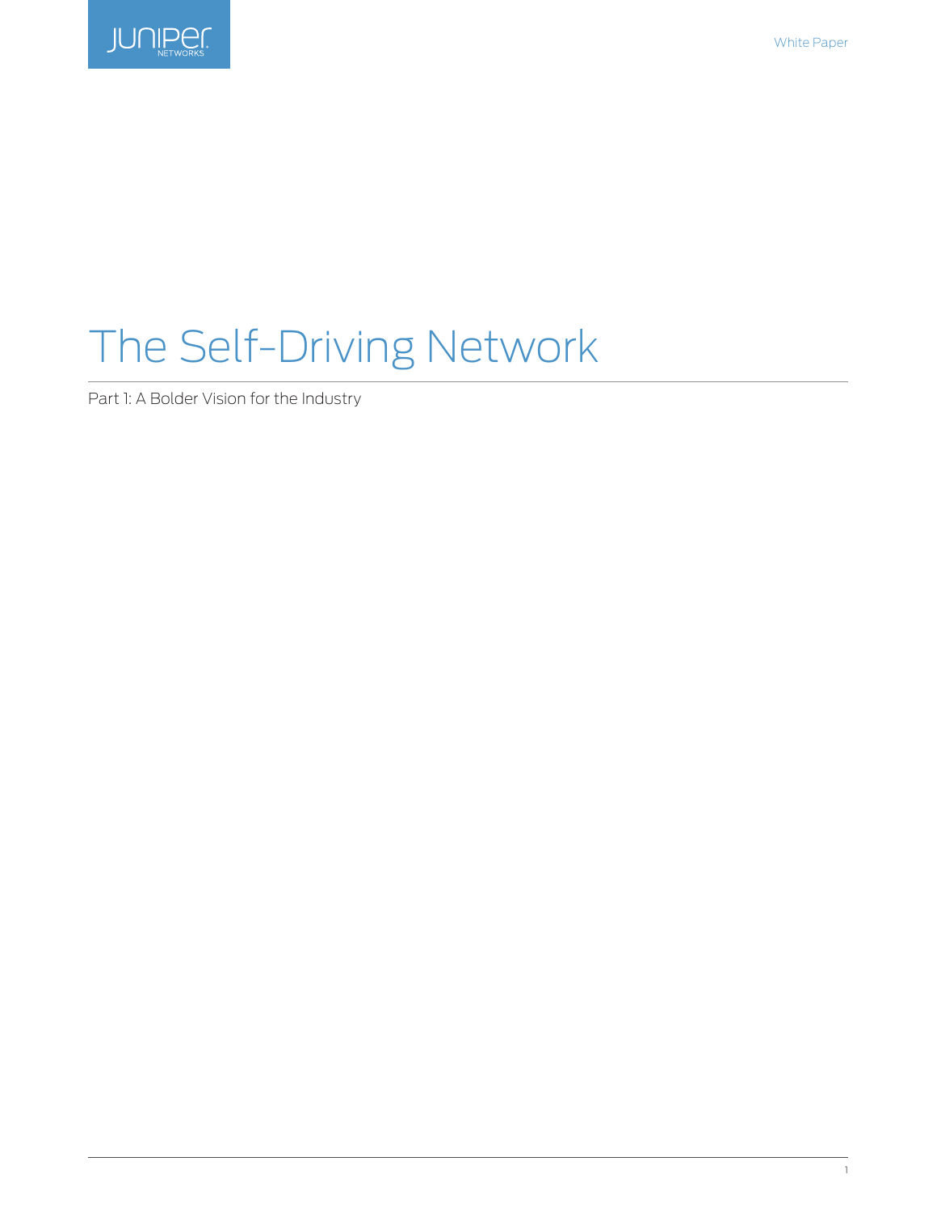# The Self-Driving Network

Part 1: A Bolder Vision for the Industry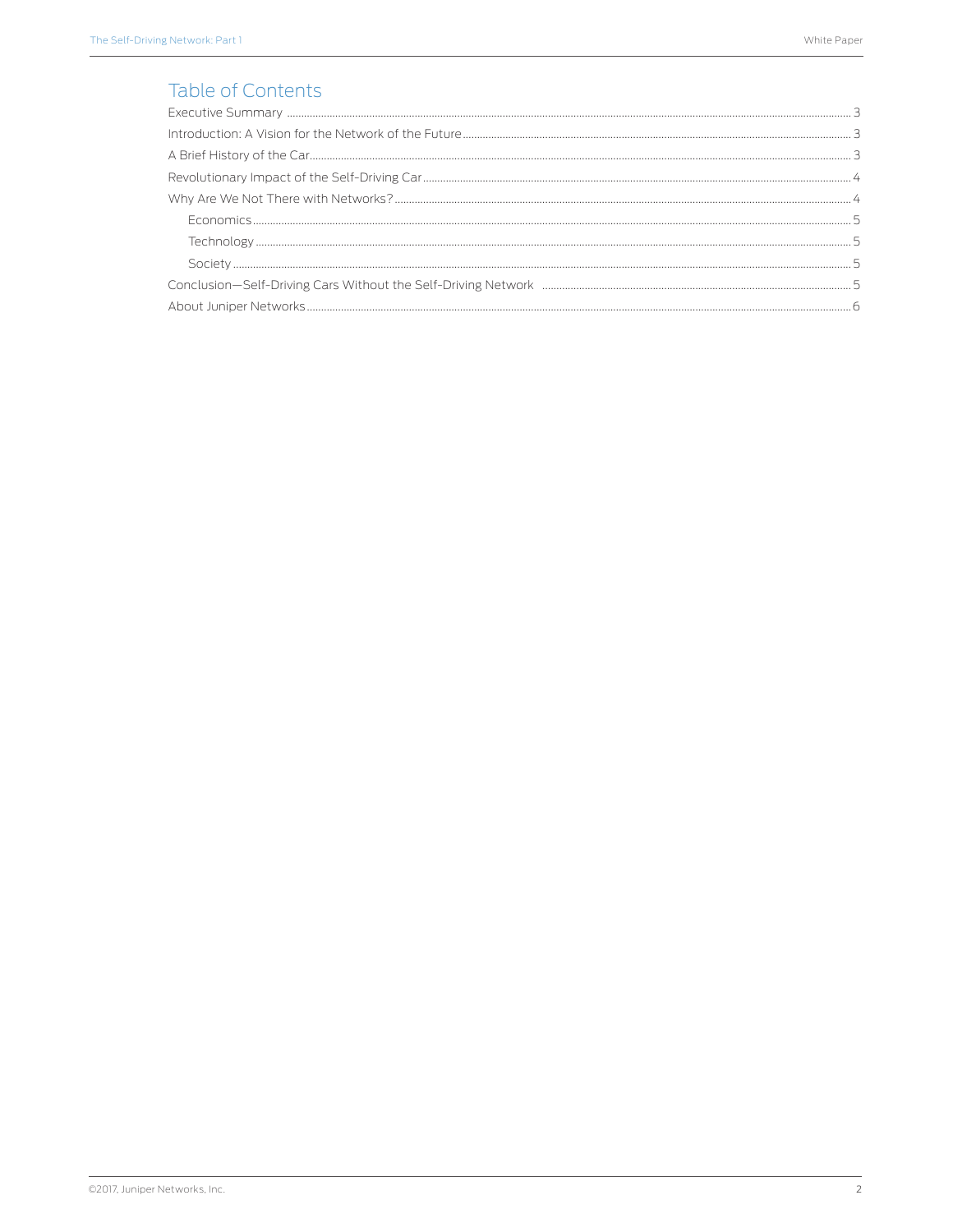## Table of Contents

- Executive Summary ..... 3
- Introduction: A Vision for the Network of the Future ..... 3
- A Brief History of the Car ..... 3
- Revolutionary Impact of the Self-Driving Car ..... 4
- Why Are We Not There with Networks? ..... 4
  - Economics ..... 5
  - Technology ..... 5
  - Society ..... 5
- Conclusion—Self-Driving Cars Without the Self-Driving Network ..... 5
- About Juniper Networks ..... 6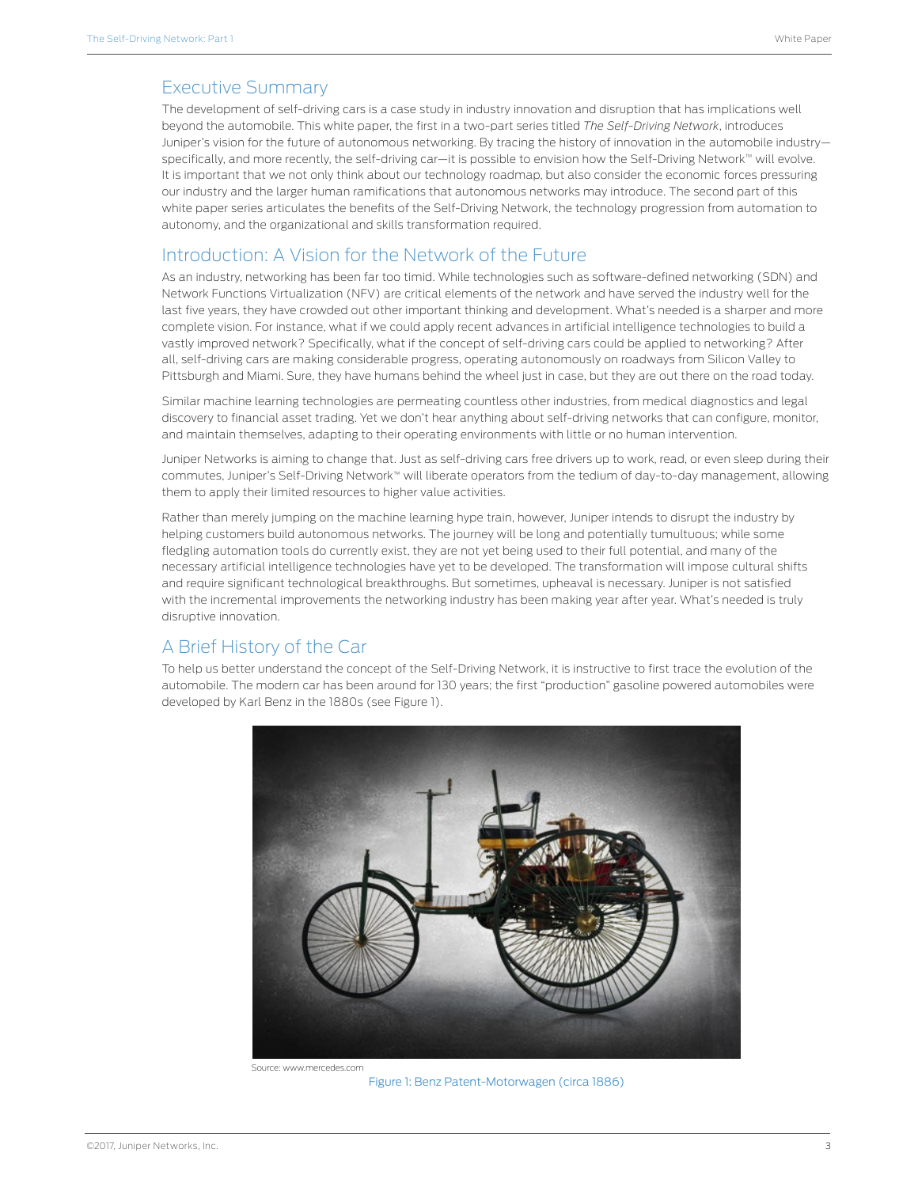## Executive Summary

The development of self-driving cars is a case study in industry innovation and disruption that has implications well beyond the automobile. This white paper, the first in a two-part series titled *The Self-Driving Network*, introduces Juniper's vision for the future of autonomous networking. By tracing the history of innovation in the automobile industry—specifically, and more recently, the self-driving car—it is possible to envision how the Self-Driving Network™ will evolve. It is important that we not only think about our technology roadmap, but also consider the economic forces pressuring our industry and the larger human ramifications that autonomous networks may introduce. The second part of this white paper series articulates the benefits of the Self-Driving Network, the technology progression from automation to autonomy, and the organizational and skills transformation required.

## Introduction: A Vision for the Network of the Future

As an industry, networking has been far too timid. While technologies such as software-defined networking (SDN) and Network Functions Virtualization (NFV) are critical elements of the network and have served the industry well for the last five years, they have crowded out other important thinking and development. What's needed is a sharper and more complete vision. For instance, what if we could apply recent advances in artificial intelligence technologies to build a vastly improved network? Specifically, what if the concept of self-driving cars could be applied to networking? After all, self-driving cars are making considerable progress, operating autonomously on roadways from Silicon Valley to Pittsburgh and Miami. Sure, they have humans behind the wheel just in case, but they are out there on the road today.

Similar machine learning technologies are permeating countless other industries, from medical diagnostics and legal discovery to financial asset trading. Yet we don't hear anything about self-driving networks that can configure, monitor, and maintain themselves, adapting to their operating environments with little or no human intervention.

Juniper Networks is aiming to change that. Just as self-driving cars free drivers up to work, read, or even sleep during their commutes, Juniper's Self-Driving Network™ will liberate operators from the tedium of day-to-day management, allowing them to apply their limited resources to higher value activities.

Rather than merely jumping on the machine learning hype train, however, Juniper intends to disrupt the industry by helping customers build autonomous networks. The journey will be long and potentially tumultuous; while some fledgling automation tools do currently exist, they are not yet being used to their full potential, and many of the necessary artificial intelligence technologies have yet to be developed. The transformation will impose cultural shifts and require significant technological breakthroughs. But sometimes, upheaval is necessary. Juniper is not satisfied with the incremental improvements the networking industry has been making year after year. What's needed is truly disruptive innovation.

## A Brief History of the Car

To help us better understand the concept of the Self-Driving Network, it is instructive to first trace the evolution of the automobile. The modern car has been around for 130 years; the first "production" gasoline powered automobiles were developed by Karl Benz in the 1880s (see Figure 1).

Source: www.mercedes.com

Figure 1: Benz Patent-Motorwagen (circa 1886)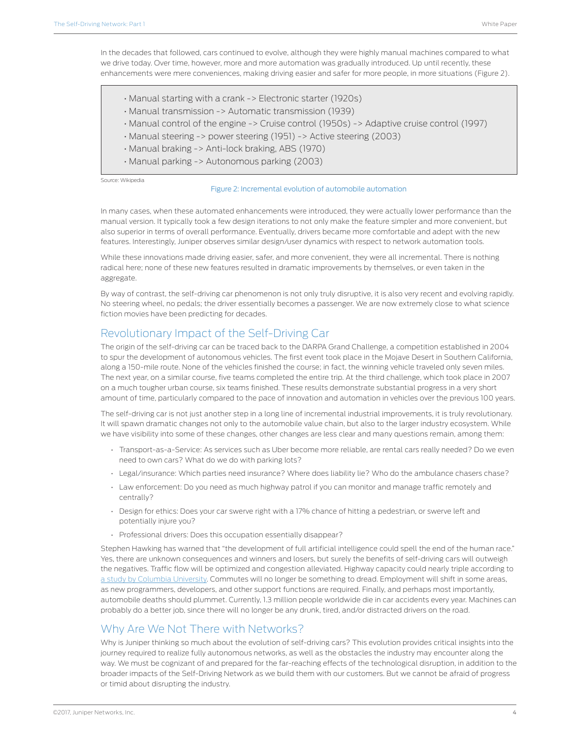In the decades that followed, cars continued to evolve, although they were highly manual machines compared to what we drive today. Over time, however, more and more automation was gradually introduced. Up until recently, these enhancements were mere conveniences, making driving easier and safer for more people, in more situations (Figure 2).

- Manual starting with a crank -> Electronic starter (1920s)
- Manual transmission -> Automatic transmission (1939)
- Manual control of the engine -> Cruise control (1950s) -> Adaptive cruise control (1997)
- Manual steering -> power steering (1951) -> Active steering (2003)
- Manual braking -> Anti-lock braking, ABS (1970)
- Manual parking -> Autonomous parking (2003)

Source: Wikipedia

Figure 2: Incremental evolution of automobile automation

In many cases, when these automated enhancements were introduced, they were actually lower performance than the manual version. It typically took a few design iterations to not only make the feature simpler and more convenient, but also superior in terms of overall performance. Eventually, drivers became more comfortable and adept with the new features. Interestingly, Juniper observes similar design/user dynamics with respect to network automation tools.

While these innovations made driving easier, safer, and more convenient, they were all incremental. There is nothing radical here; none of these new features resulted in dramatic improvements by themselves, or even taken in the aggregate.

By way of contrast, the self-driving car phenomenon is not only truly disruptive, it is also very recent and evolving rapidly. No steering wheel, no pedals; the driver essentially becomes a passenger. We are now extremely close to what science fiction movies have been predicting for decades.

## Revolutionary Impact of the Self-Driving Car

The origin of the self-driving car can be traced back to the DARPA Grand Challenge, a competition established in 2004 to spur the development of autonomous vehicles. The first event took place in the Mojave Desert in Southern California, along a 150-mile route. None of the vehicles finished the course; in fact, the winning vehicle traveled only seven miles. The next year, on a similar course, five teams completed the entire trip. At the third challenge, which took place in 2007 on a much tougher urban course, six teams finished. These results demonstrate substantial progress in a very short amount of time, particularly compared to the pace of innovation and automation in vehicles over the previous 100 years.

The self-driving car is not just another step in a long line of incremental industrial improvements, it is truly revolutionary. It will spawn dramatic changes not only to the automobile value chain, but also to the larger industry ecosystem. While we have visibility into some of these changes, other changes are less clear and many questions remain, among them:

- Transport-as-a-Service: As services such as Uber become more reliable, are rental cars really needed? Do we even need to own cars? What do we do with parking lots?
- Legal/insurance: Which parties need insurance? Where does liability lie? Who do the ambulance chasers chase?
- Law enforcement: Do you need as much highway patrol if you can monitor and manage traffic remotely and centrally?
- Design for ethics: Does your car swerve right with a 17% chance of hitting a pedestrian, or swerve left and potentially injure you?
- Professional drivers: Does this occupation essentially disappear?

Stephen Hawking has warned that "the development of full artificial intelligence could spell the end of the human race." Yes, there are unknown consequences and winners and losers, but surely the benefits of self-driving cars will outweigh the negatives. Traffic flow will be optimized and congestion alleviated. Highway capacity could nearly triple according to a study by Columbia University. Commutes will no longer be something to dread. Employment will shift in some areas, as new programmers, developers, and other support functions are required. Finally, and perhaps most importantly, automobile deaths should plummet. Currently, 1.3 million people worldwide die in car accidents every year. Machines can probably do a better job, since there will no longer be any drunk, tired, and/or distracted drivers on the road.

## Why Are We Not There with Networks?

Why is Juniper thinking so much about the evolution of self-driving cars? This evolution provides critical insights into the journey required to realize fully autonomous networks, as well as the obstacles the industry may encounter along the way. We must be cognizant of and prepared for the far-reaching effects of the technological disruption, in addition to the broader impacts of the Self-Driving Network as we build them with our customers. But we cannot be afraid of progress or timid about disrupting the industry.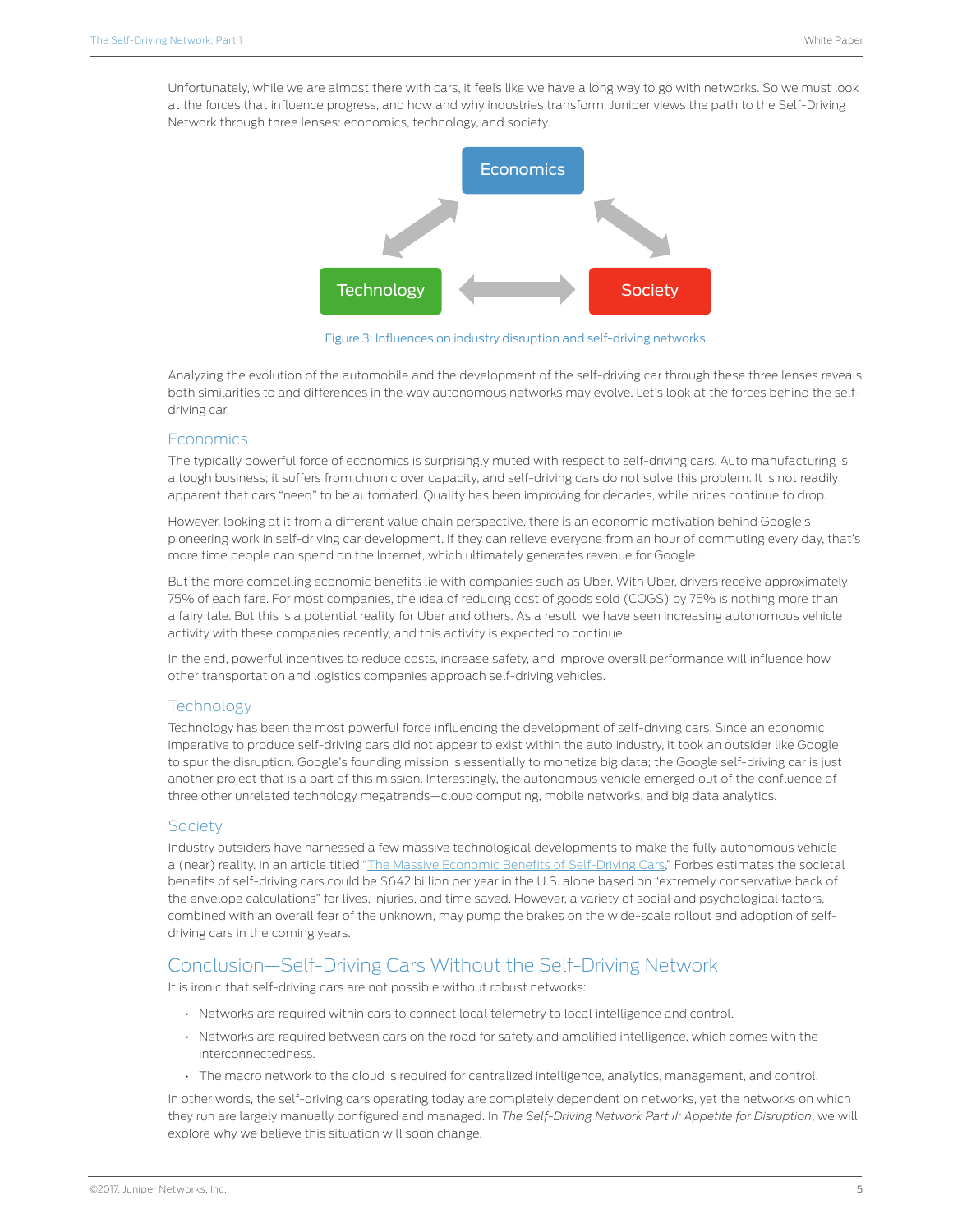Unfortunately, while we are almost there with cars, it feels like we have a long way to go with networks. So we must look at the forces that influence progress, and how and why industries transform. Juniper views the path to the Self-Driving Network through three lenses: economics, technology, and society.

Economics

Technology

Society

Figure 3: Influences on industry disruption and self-driving networks

Analyzing the evolution of the automobile and the development of the self-driving car through these three lenses reveals both similarities to and differences in the way autonomous networks may evolve. Let's look at the forces behind the self-driving car.

### Economics

The typically powerful force of economics is surprisingly muted with respect to self-driving cars. Auto manufacturing is a tough business; it suffers from chronic over capacity, and self-driving cars do not solve this problem. It is not readily apparent that cars "need" to be automated. Quality has been improving for decades, while prices continue to drop.

However, looking at it from a different value chain perspective, there is an economic motivation behind Google's pioneering work in self-driving car development. If they can relieve everyone from an hour of commuting every day, that's more time people can spend on the Internet, which ultimately generates revenue for Google.

But the more compelling economic benefits lie with companies such as Uber. With Uber, drivers receive approximately 75% of each fare. For most companies, the idea of reducing cost of goods sold (COGS) by 75% is nothing more than a fairy tale. But this is a potential reality for Uber and others. As a result, we have seen increasing autonomous vehicle activity with these companies recently, and this activity is expected to continue.

In the end, powerful incentives to reduce costs, increase safety, and improve overall performance will influence how other transportation and logistics companies approach self-driving vehicles.

### Technology

Technology has been the most powerful force influencing the development of self-driving cars. Since an economic imperative to produce self-driving cars did not appear to exist within the auto industry, it took an outsider like Google to spur the disruption. Google's founding mission is essentially to monetize big data; the Google self-driving car is just another project that is a part of this mission. Interestingly, the autonomous vehicle emerged out of the confluence of three other unrelated technology megatrends—cloud computing, mobile networks, and big data analytics.

### Society

Industry outsiders have harnessed a few massive technological developments to make the fully autonomous vehicle a (near) reality. In an article titled "The Massive Economic Benefits of Self-Driving Cars," Forbes estimates the societal benefits of self-driving cars could be $642 billion per year in the U.S. alone based on "extremely conservative back of the envelope calculations" for lives, injuries, and time saved. However, a variety of social and psychological factors, combined with an overall fear of the unknown, may pump the brakes on the wide-scale rollout and adoption of self-driving cars in the coming years.

## Conclusion—Self-Driving Cars Without the Self-Driving Network

It is ironic that self-driving cars are not possible without robust networks:

- Networks are required within cars to connect local telemetry to local intelligence and control.
- Networks are required between cars on the road for safety and amplified intelligence, which comes with the interconnectedness.
- The macro network to the cloud is required for centralized intelligence, analytics, management, and control.

In other words, the self-driving cars operating today are completely dependent on networks, yet the networks on which they run are largely manually configured and managed. In *The Self-Driving Network Part II: Appetite for Disruption*, we will explore why we believe this situation will soon change.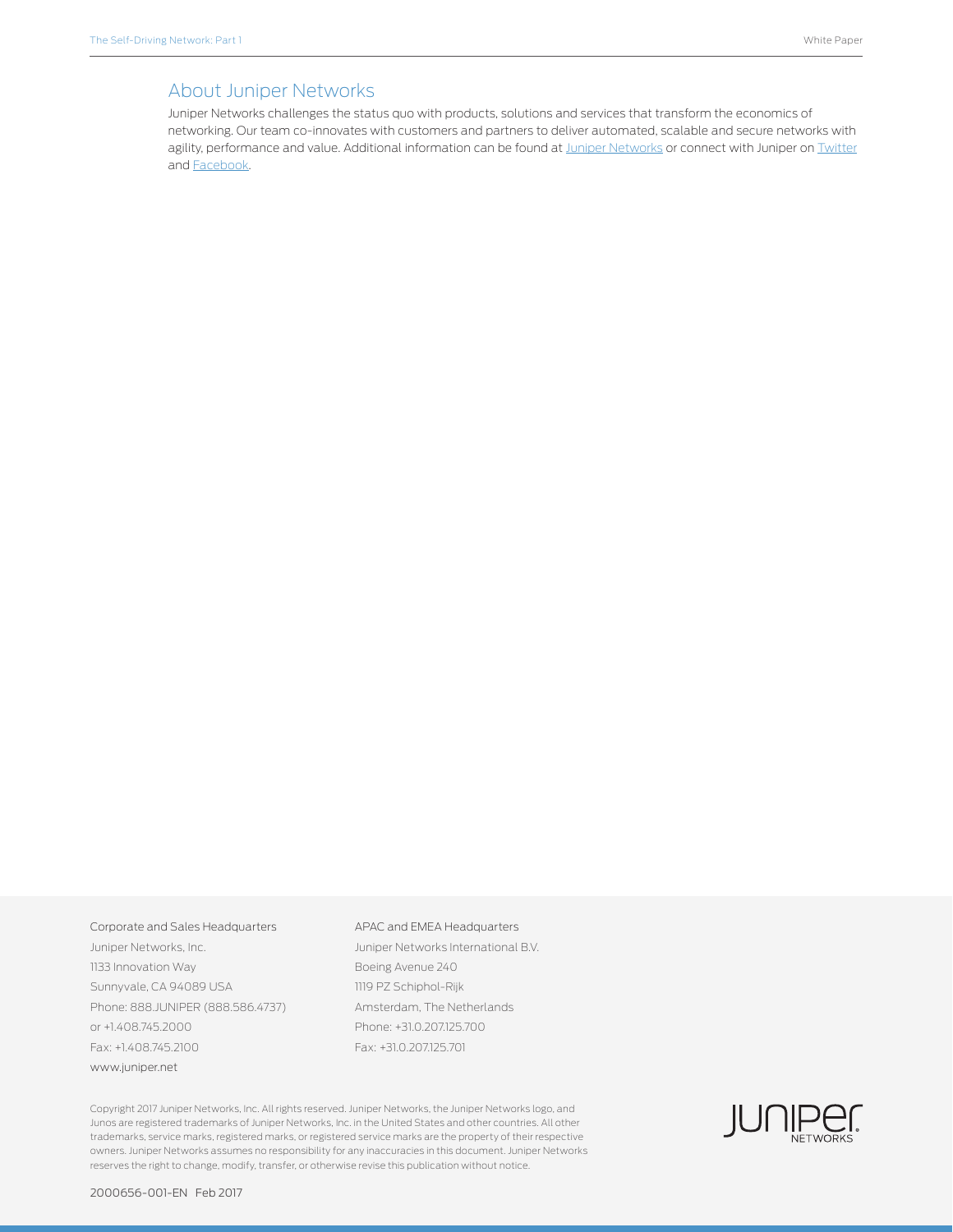## About Juniper Networks

Juniper Networks challenges the status quo with products, solutions and services that transform the economics of networking. Our team co-innovates with customers and partners to deliver automated, scalable and secure networks with agility, performance and value. Additional information can be found at Juniper Networks or connect with Juniper on Twitter and Facebook.

Corporate and Sales Headquarters
Juniper Networks, Inc.
1133 Innovation Way
Sunnyvale, CA 94089 USA
Phone: 888.JUNIPER (888.586.4737)
or +1.408.745.2000
Fax: +1.408.745.2100
www.juniper.net

APAC and EMEA Headquarters
Juniper Networks International B.V.
Boeing Avenue 240
1119 PZ Schiphol-Rijk
Amsterdam, The Netherlands
Phone: +31.0.207.125.700
Fax: +31.0.207.125.701

Copyright 2017 Juniper Networks, Inc. All rights reserved. Juniper Networks, the Juniper Networks logo, and Junos are registered trademarks of Juniper Networks, Inc. in the United States and other countries. All other trademarks, service marks, registered marks, or registered service marks are the property of their respective owners. Juniper Networks assumes no responsibility for any inaccuracies in this document. Juniper Networks reserves the right to change, modify, transfer, or otherwise revise this publication without notice.

2000656-001-EN Feb 2017